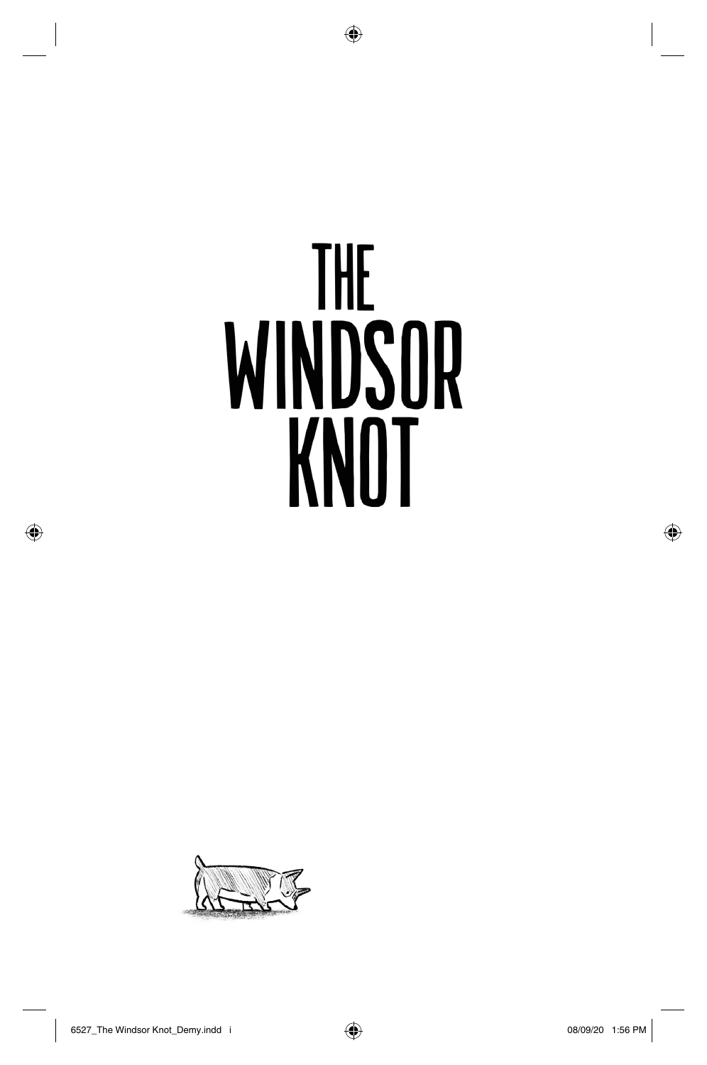# THE WINDSOR KNOT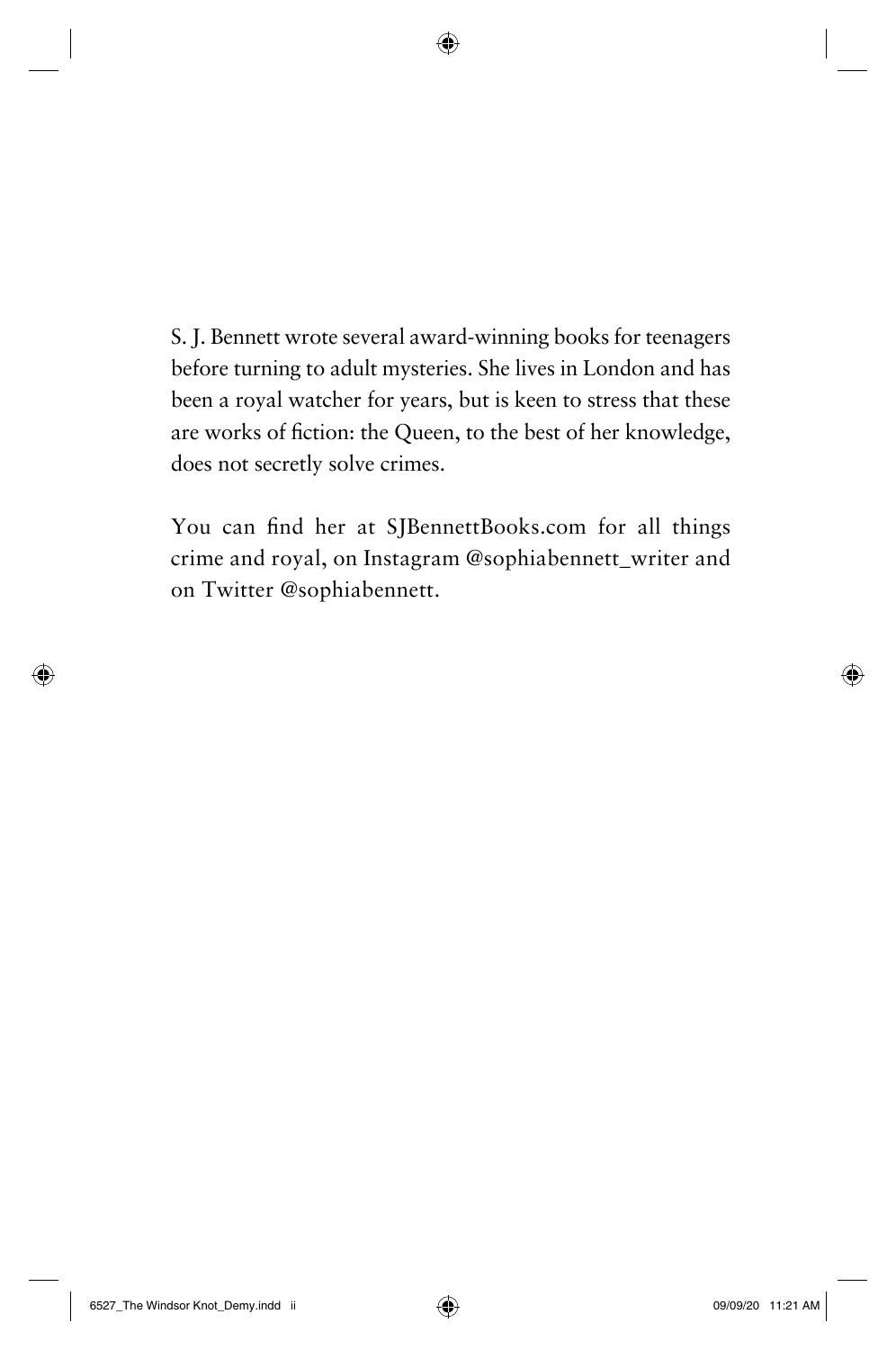S. J. Bennett wrote several award-winning books for teenagers before turning to adult mysteries. She lives in London and has been a royal watcher for years, but is keen to stress that these are works of fiction: the Queen, to the best of her knowledge, does not secretly solve crimes.

You can find her at SJBennettBooks.com for all things crime and royal, on Instagram @sophiabennett_writer and on Twitter @sophiabennett.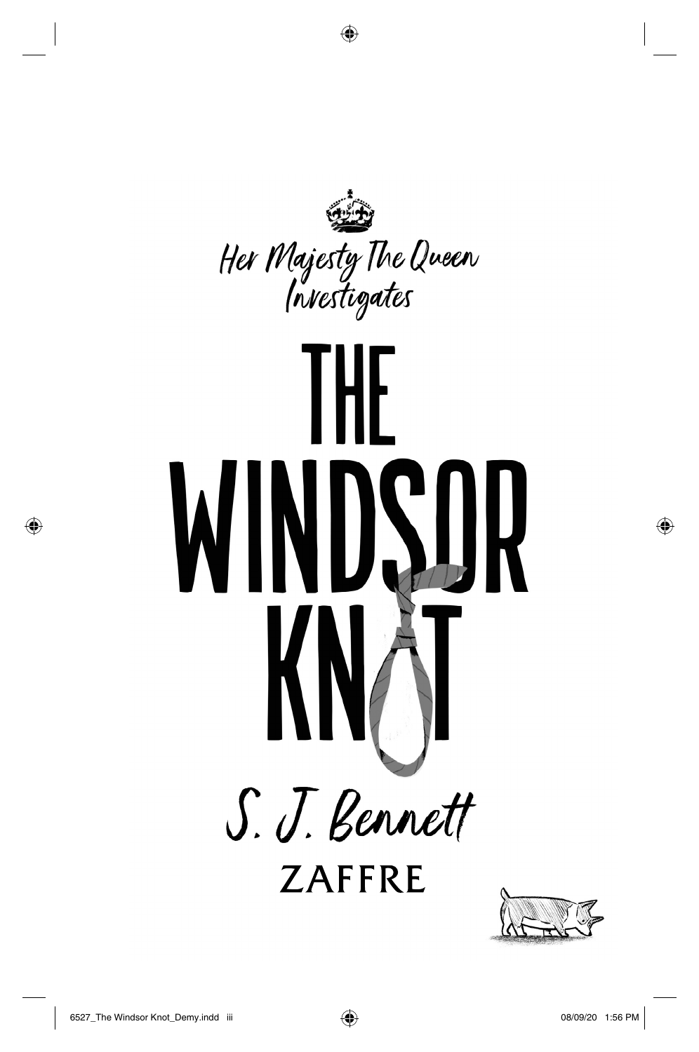Her Majesty The Queen Investigates

# THE WINDSOR KNOT

S. J. Bennett

ZAFFRE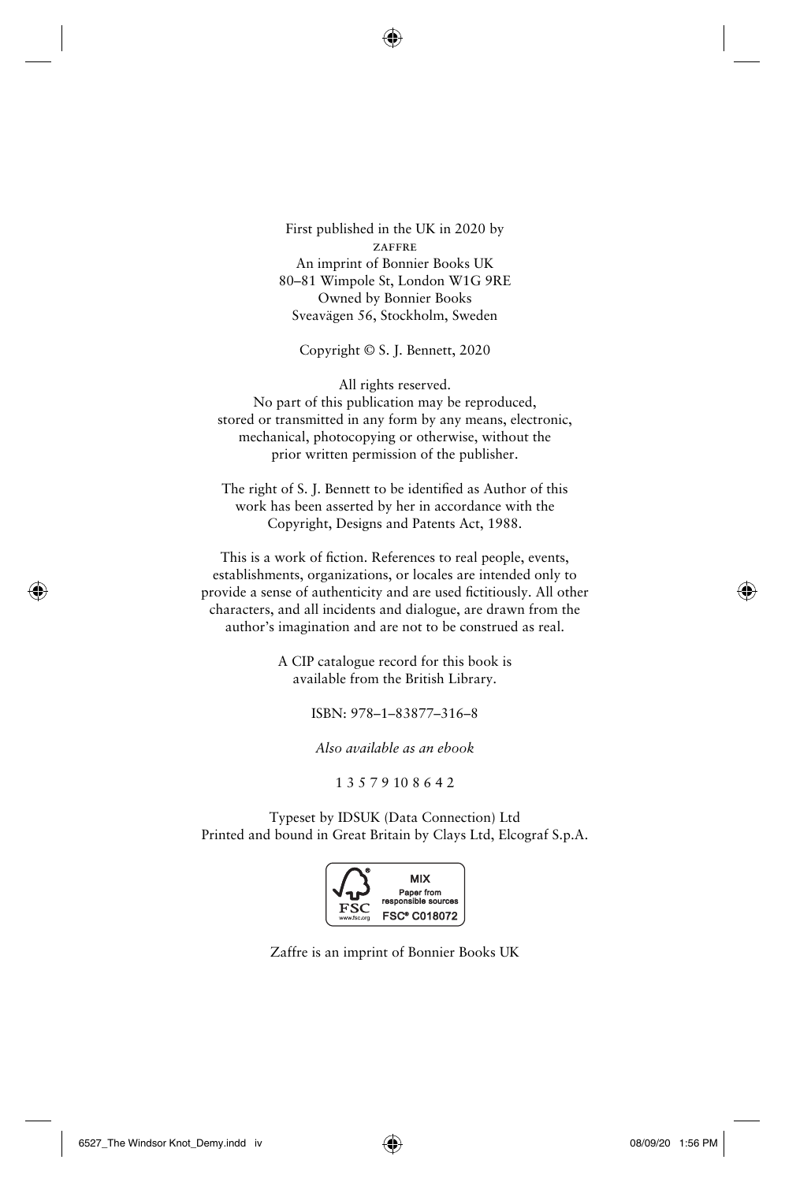First published in the UK in 2020 by
ZAFFRE
An imprint of Bonnier Books UK
80–81 Wimpole St, London W1G 9RE
Owned by Bonnier Books
Sveavägen 56, Stockholm, Sweden

Copyright © S. J. Bennett, 2020

All rights reserved.
No part of this publication may be reproduced, stored or transmitted in any form by any means, electronic, mechanical, photocopying or otherwise, without the prior written permission of the publisher.

The right of S. J. Bennett to be identified as Author of this work has been asserted by her in accordance with the Copyright, Designs and Patents Act, 1988.

This is a work of fiction. References to real people, events, establishments, organizations, or locales are intended only to provide a sense of authenticity and are used fictitiously. All other characters, and all incidents and dialogue, are drawn from the author's imagination and are not to be construed as real.

A CIP catalogue record for this book is available from the British Library.

ISBN: 978–1–83877–316–8

*Also available as an ebook*

1 3 5 7 9 10 8 6 4 2

Typeset by IDSUK (Data Connection) Ltd
Printed and bound in Great Britain by Clays Ltd, Elcograf S.p.A.

MIX
Paper from responsible sources
FSC® C018072

Zaffre is an imprint of Bonnier Books UK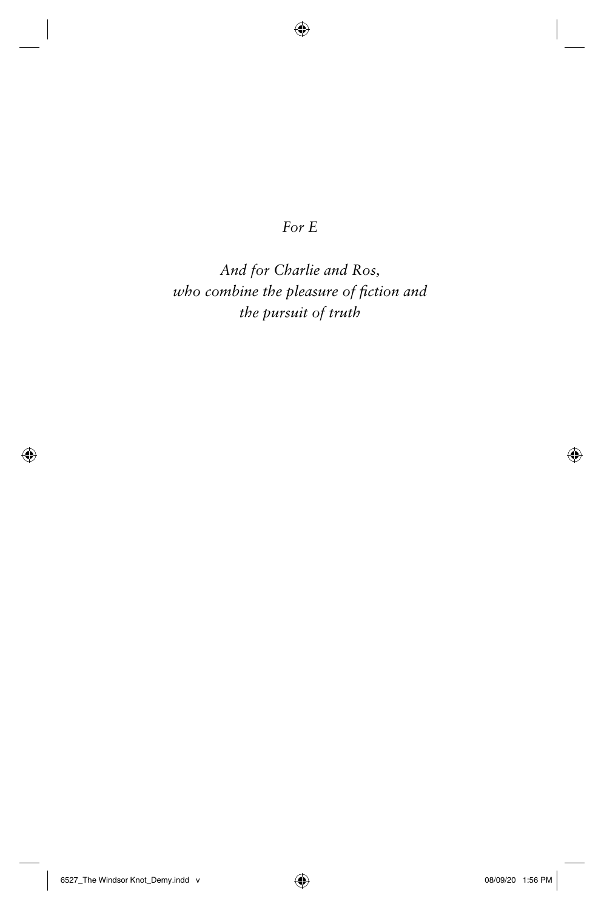*For E*

*And for Charlie and Ros,*
*who combine the pleasure of fiction and*
*the pursuit of truth*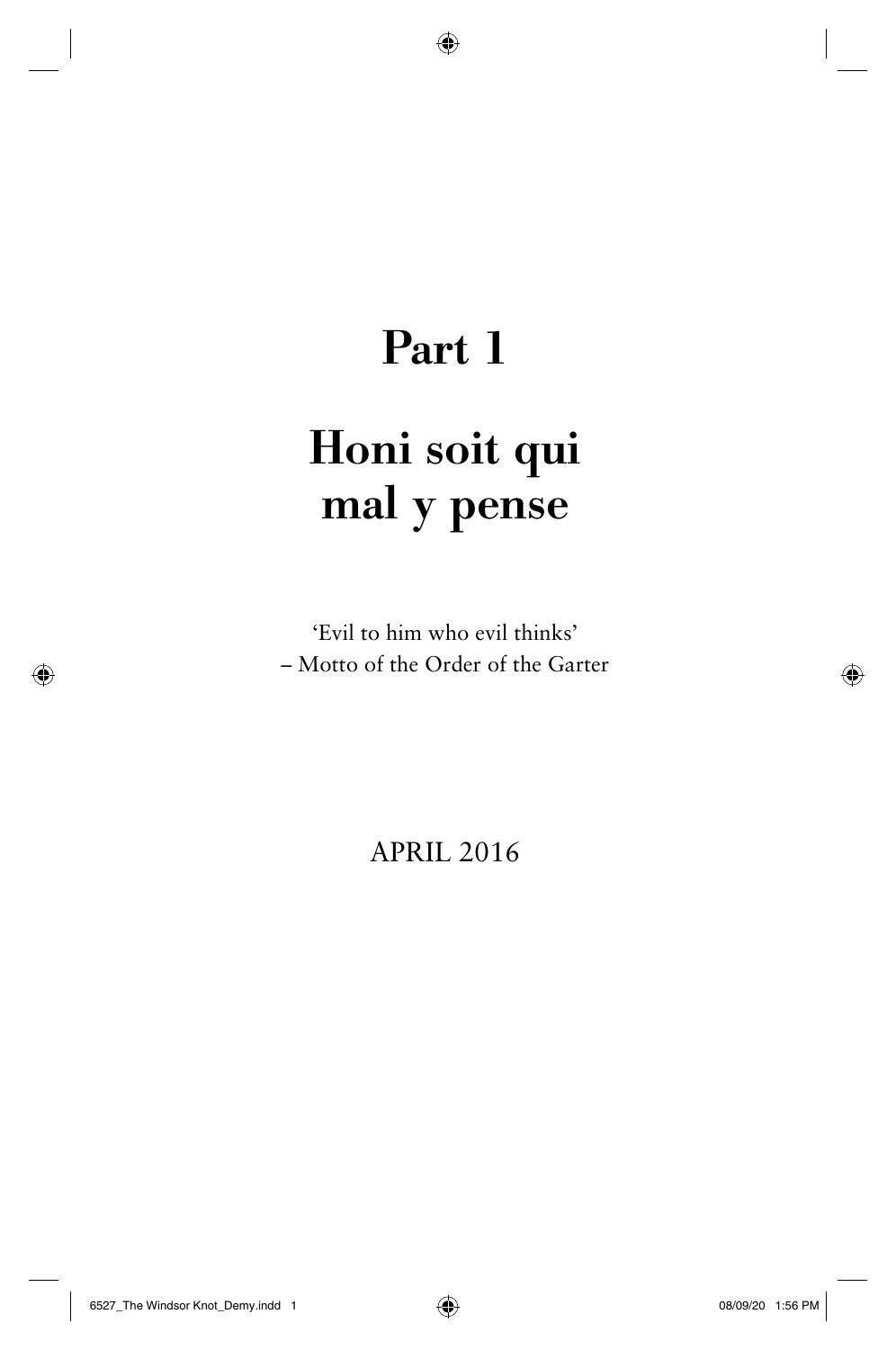# Part 1

# Honi soit qui mal y pense

'Evil to him who evil thinks'
– Motto of the Order of the Garter

APRIL 2016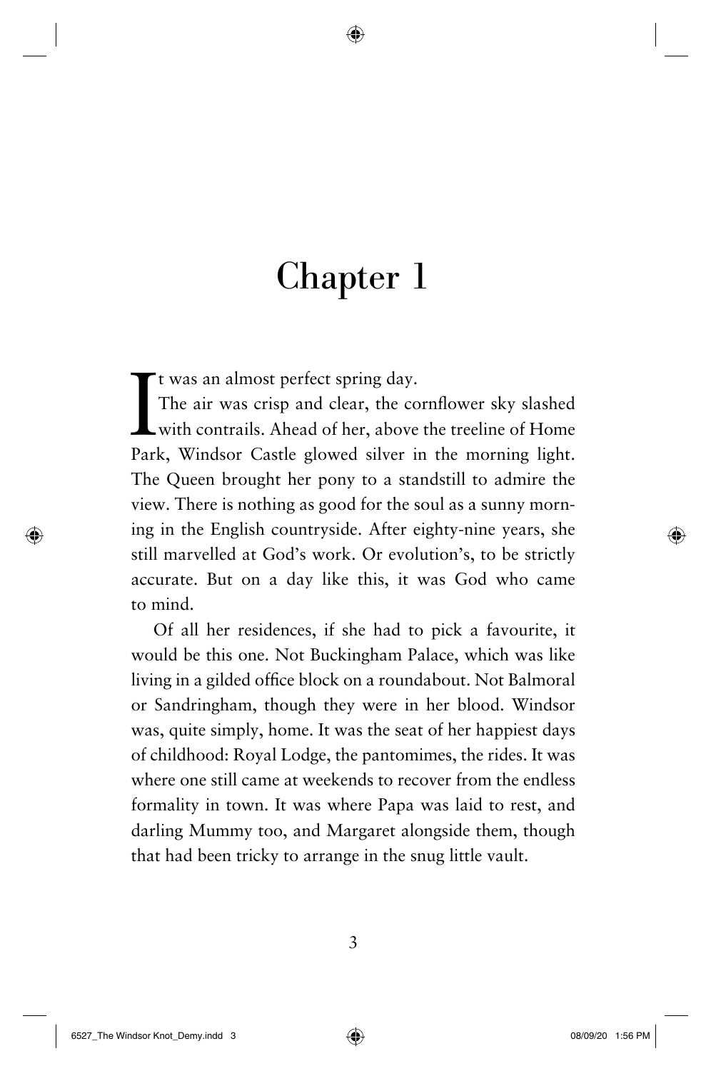# Chapter 1

It was an almost perfect spring day.

The air was crisp and clear, the cornflower sky slashed with contrails. Ahead of her, above the treeline of Home Park, Windsor Castle glowed silver in the morning light. The Queen brought her pony to a standstill to admire the view. There is nothing as good for the soul as a sunny morning in the English countryside. After eighty-nine years, she still marvelled at God's work. Or evolution's, to be strictly accurate. But on a day like this, it was God who came to mind.

Of all her residences, if she had to pick a favourite, it would be this one. Not Buckingham Palace, which was like living in a gilded office block on a roundabout. Not Balmoral or Sandringham, though they were in her blood. Windsor was, quite simply, home. It was the seat of her happiest days of childhood: Royal Lodge, the pantomimes, the rides. It was where one still came at weekends to recover from the endless formality in town. It was where Papa was laid to rest, and darling Mummy too, and Margaret alongside them, though that had been tricky to arrange in the snug little vault.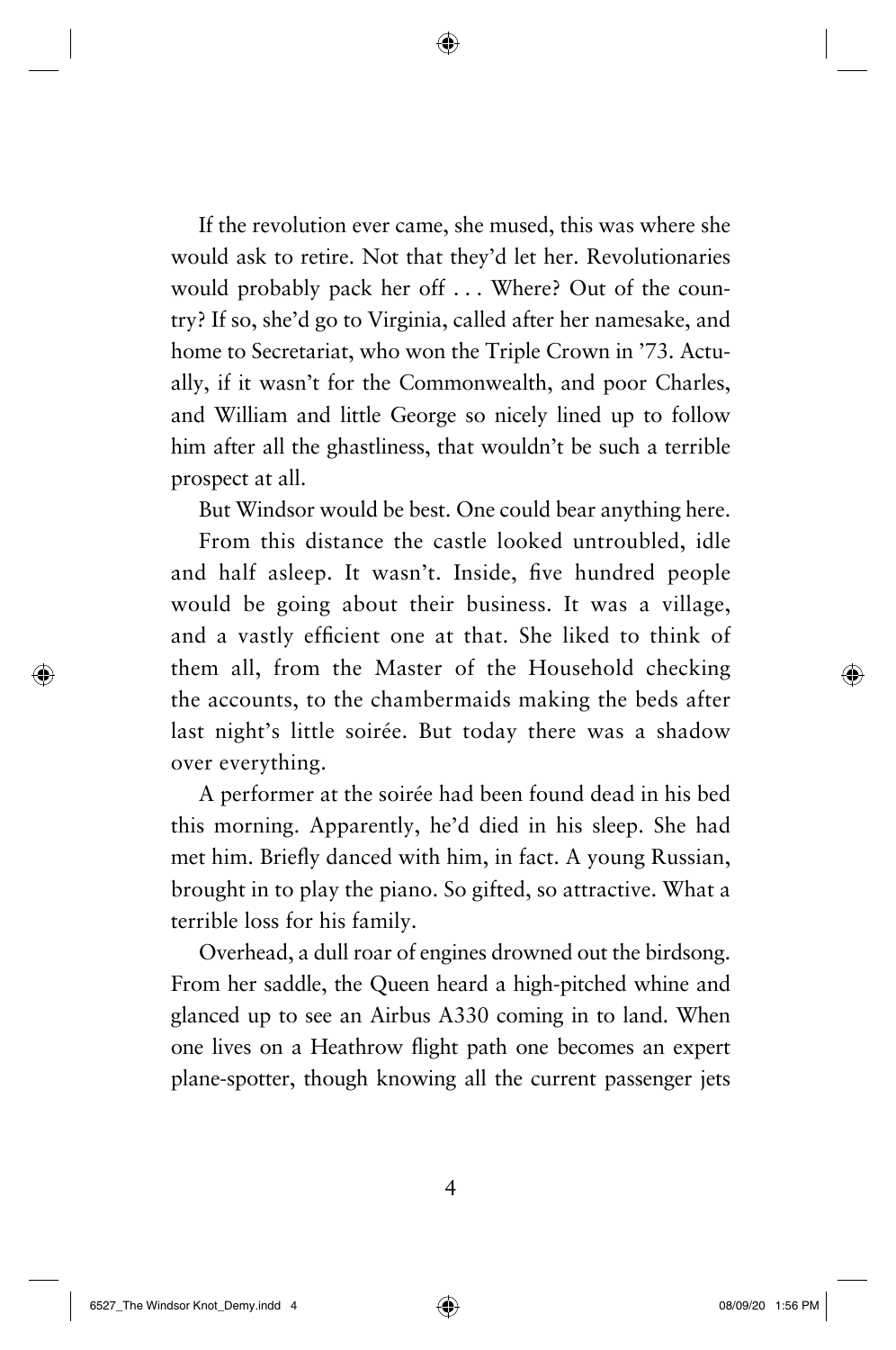If the revolution ever came, she mused, this was where she would ask to retire. Not that they'd let her. Revolutionaries would probably pack her off . . . Where? Out of the country? If so, she'd go to Virginia, called after her namesake, and home to Secretariat, who won the Triple Crown in '73. Actually, if it wasn't for the Commonwealth, and poor Charles, and William and little George so nicely lined up to follow him after all the ghastliness, that wouldn't be such a terrible prospect at all.

But Windsor would be best. One could bear anything here.

From this distance the castle looked untroubled, idle and half asleep. It wasn't. Inside, five hundred people would be going about their business. It was a village, and a vastly efficient one at that. She liked to think of them all, from the Master of the Household checking the accounts, to the chambermaids making the beds after last night's little soirée. But today there was a shadow over everything.

A performer at the soirée had been found dead in his bed this morning. Apparently, he'd died in his sleep. She had met him. Briefly danced with him, in fact. A young Russian, brought in to play the piano. So gifted, so attractive. What a terrible loss for his family.

Overhead, a dull roar of engines drowned out the birdsong. From her saddle, the Queen heard a high-pitched whine and glanced up to see an Airbus A330 coming in to land. When one lives on a Heathrow flight path one becomes an expert plane-spotter, though knowing all the current passenger jets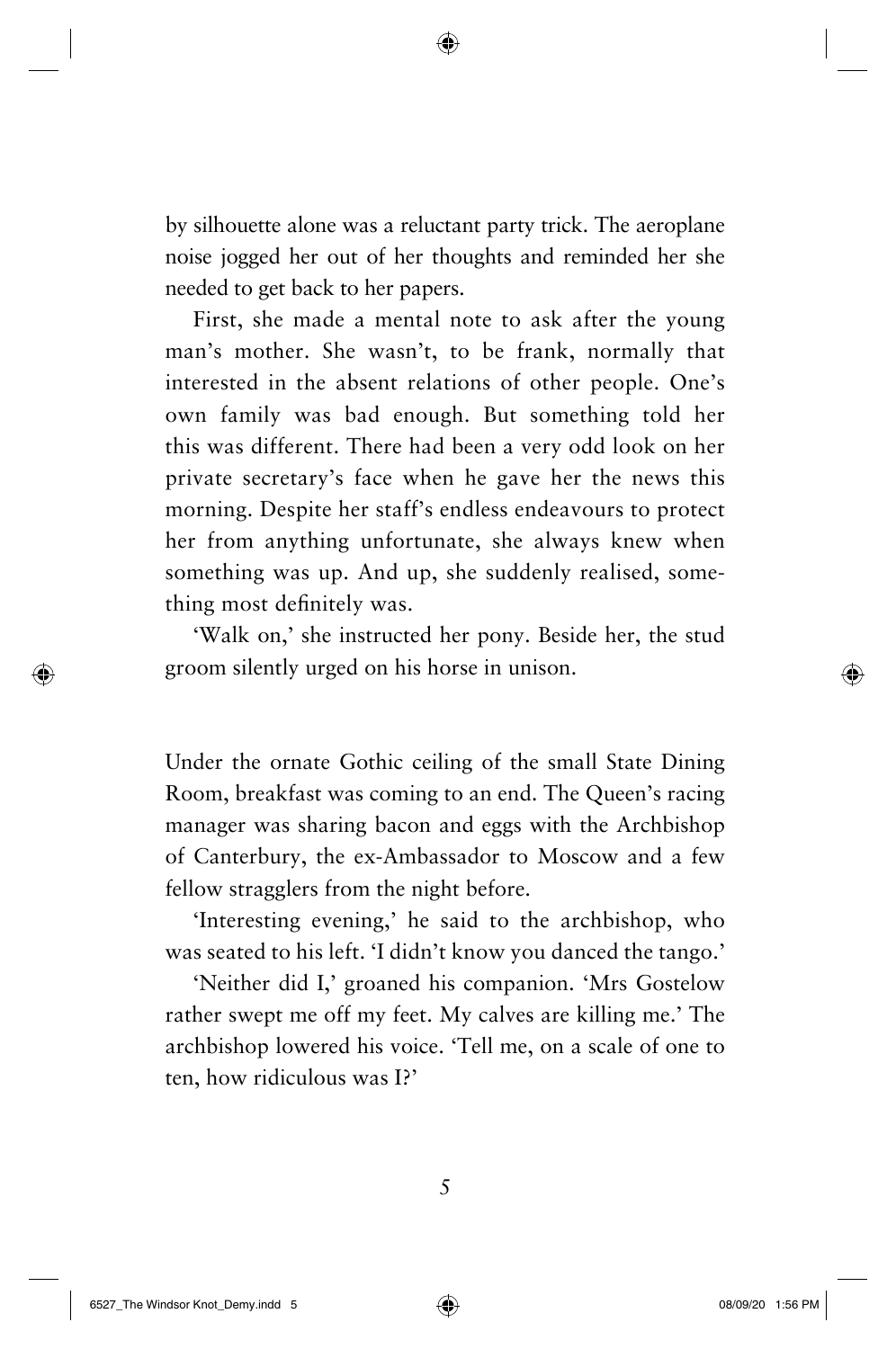by silhouette alone was a reluctant party trick. The aeroplane noise jogged her out of her thoughts and reminded her she needed to get back to her papers.

First, she made a mental note to ask after the young man's mother. She wasn't, to be frank, normally that interested in the absent relations of other people. One's own family was bad enough. But something told her this was different. There had been a very odd look on her private secretary's face when he gave her the news this morning. Despite her staff's endless endeavours to protect her from anything unfortunate, she always knew when something was up. And up, she suddenly realised, something most definitely was.

'Walk on,' she instructed her pony. Beside her, the stud groom silently urged on his horse in unison.

Under the ornate Gothic ceiling of the small State Dining Room, breakfast was coming to an end. The Queen's racing manager was sharing bacon and eggs with the Archbishop of Canterbury, the ex-Ambassador to Moscow and a few fellow stragglers from the night before.

'Interesting evening,' he said to the archbishop, who was seated to his left. 'I didn't know you danced the tango.'

'Neither did I,' groaned his companion. 'Mrs Gostelow rather swept me off my feet. My calves are killing me.' The archbishop lowered his voice. 'Tell me, on a scale of one to ten, how ridiculous was I?'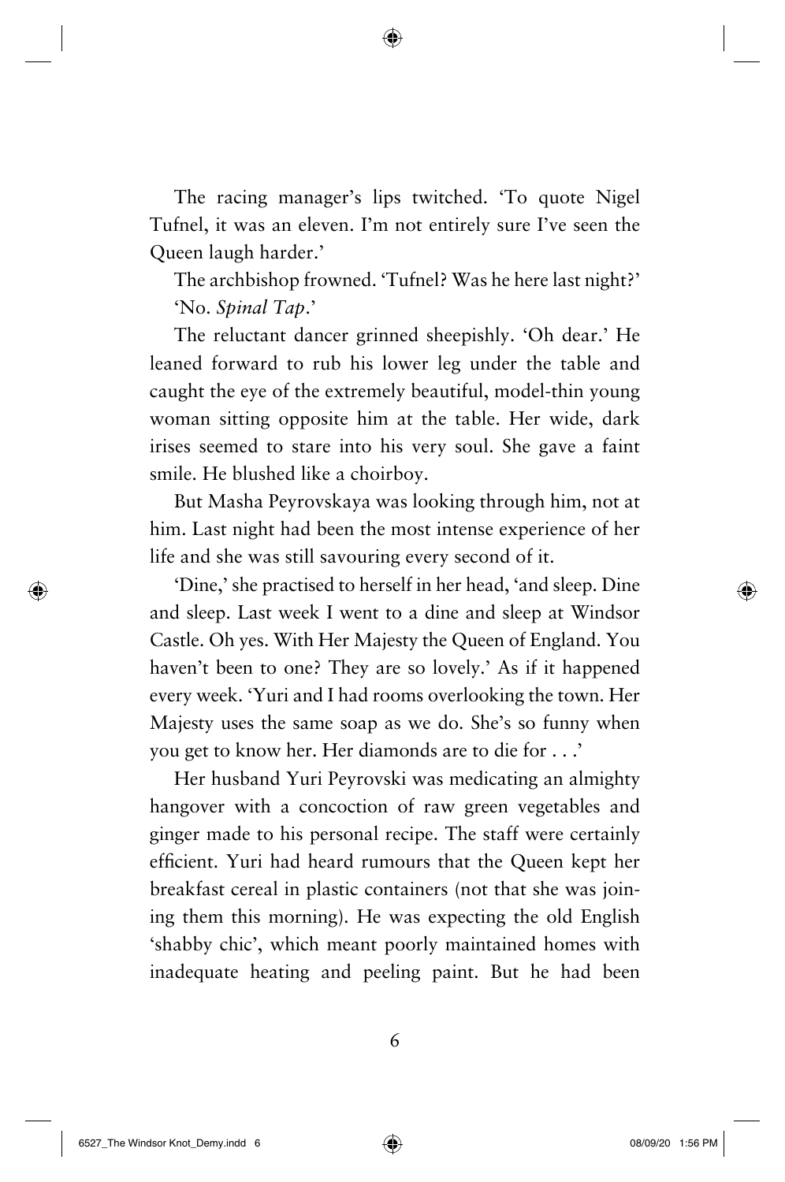The racing manager's lips twitched. 'To quote Nigel Tufnel, it was an eleven. I'm not entirely sure I've seen the Queen laugh harder.'

The archbishop frowned. 'Tufnel? Was he here last night?'

'No. *Spinal Tap*.'

The reluctant dancer grinned sheepishly. 'Oh dear.' He leaned forward to rub his lower leg under the table and caught the eye of the extremely beautiful, model-thin young woman sitting opposite him at the table. Her wide, dark irises seemed to stare into his very soul. She gave a faint smile. He blushed like a choirboy.

But Masha Peyrovskaya was looking through him, not at him. Last night had been the most intense experience of her life and she was still savouring every second of it.

'Dine,' she practised to herself in her head, 'and sleep. Dine and sleep. Last week I went to a dine and sleep at Windsor Castle. Oh yes. With Her Majesty the Queen of England. You haven't been to one? They are so lovely.' As if it happened every week. 'Yuri and I had rooms overlooking the town. Her Majesty uses the same soap as we do. She's so funny when you get to know her. Her diamonds are to die for . . .'

Her husband Yuri Peyrovski was medicating an almighty hangover with a concoction of raw green vegetables and ginger made to his personal recipe. The staff were certainly efficient. Yuri had heard rumours that the Queen kept her breakfast cereal in plastic containers (not that she was joining them this morning). He was expecting the old English 'shabby chic', which meant poorly maintained homes with inadequate heating and peeling paint. But he had been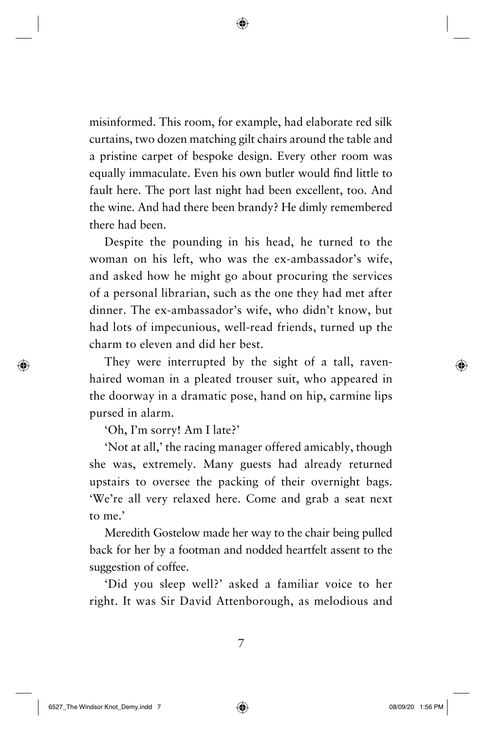misinformed. This room, for example, had elaborate red silk curtains, two dozen matching gilt chairs around the table and a pristine carpet of bespoke design. Every other room was equally immaculate. Even his own butler would find little to fault here. The port last night had been excellent, too. And the wine. And had there been brandy? He dimly remembered there had been.

Despite the pounding in his head, he turned to the woman on his left, who was the ex-ambassador's wife, and asked how he might go about procuring the services of a personal librarian, such as the one they had met after dinner. The ex-ambassador's wife, who didn't know, but had lots of impecunious, well-read friends, turned up the charm to eleven and did her best.

They were interrupted by the sight of a tall, raven-haired woman in a pleated trouser suit, who appeared in the doorway in a dramatic pose, hand on hip, carmine lips pursed in alarm.

'Oh, I'm sorry! Am I late?'

'Not at all,' the racing manager offered amicably, though she was, extremely. Many guests had already returned upstairs to oversee the packing of their overnight bags. 'We're all very relaxed here. Come and grab a seat next to me.'

Meredith Gostelow made her way to the chair being pulled back for her by a footman and nodded heartfelt assent to the suggestion of coffee.

'Did you sleep well?' asked a familiar voice to her right. It was Sir David Attenborough, as melodious and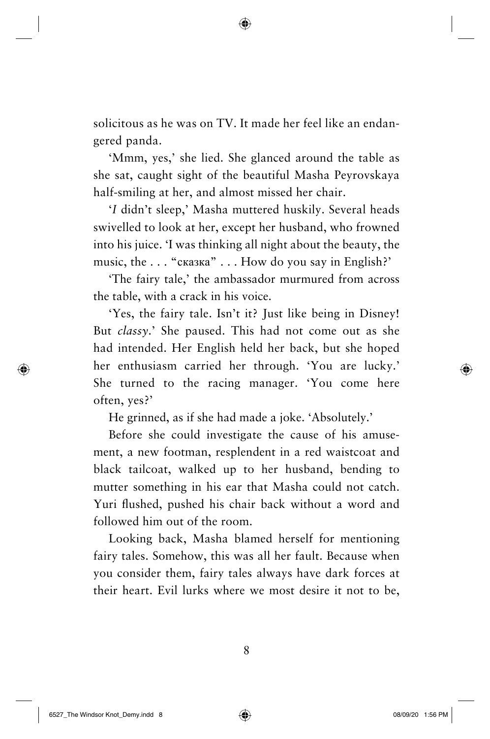solicitous as he was on TV. It made her feel like an endangered panda.

'Mmm, yes,' she lied. She glanced around the table as she sat, caught sight of the beautiful Masha Peyrovskaya half-smiling at her, and almost missed her chair.

'*I* didn't sleep,' Masha muttered huskily. Several heads swivelled to look at her, except her husband, who frowned into his juice. 'I was thinking all night about the beauty, the music, the . . . "сказка" . . . How do you say in English?'

'The fairy tale,' the ambassador murmured from across the table, with a crack in his voice.

'Yes, the fairy tale. Isn't it? Just like being in Disney! But *classy*.' She paused. This had not come out as she had intended. Her English held her back, but she hoped her enthusiasm carried her through. 'You are lucky.' She turned to the racing manager. 'You come here often, yes?'

He grinned, as if she had made a joke. 'Absolutely.'

Before she could investigate the cause of his amusement, a new footman, resplendent in a red waistcoat and black tailcoat, walked up to her husband, bending to mutter something in his ear that Masha could not catch. Yuri flushed, pushed his chair back without a word and followed him out of the room.

Looking back, Masha blamed herself for mentioning fairy tales. Somehow, this was all her fault. Because when you consider them, fairy tales always have dark forces at their heart. Evil lurks where we most desire it not to be,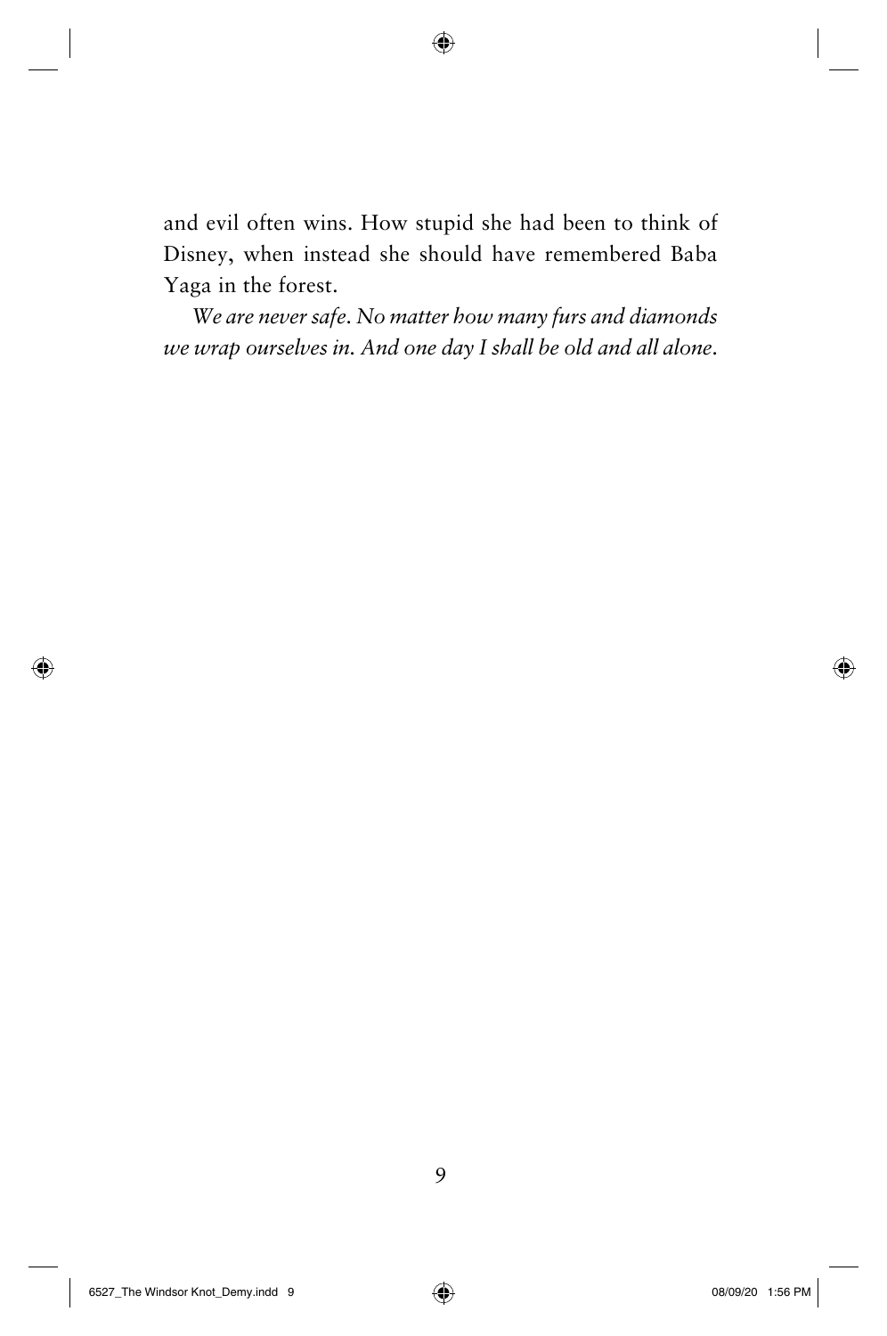and evil often wins. How stupid she had been to think of Disney, when instead she should have remembered Baba Yaga in the forest.

*We are never safe. No matter how many furs and diamonds we wrap ourselves in. And one day I shall be old and all alone.*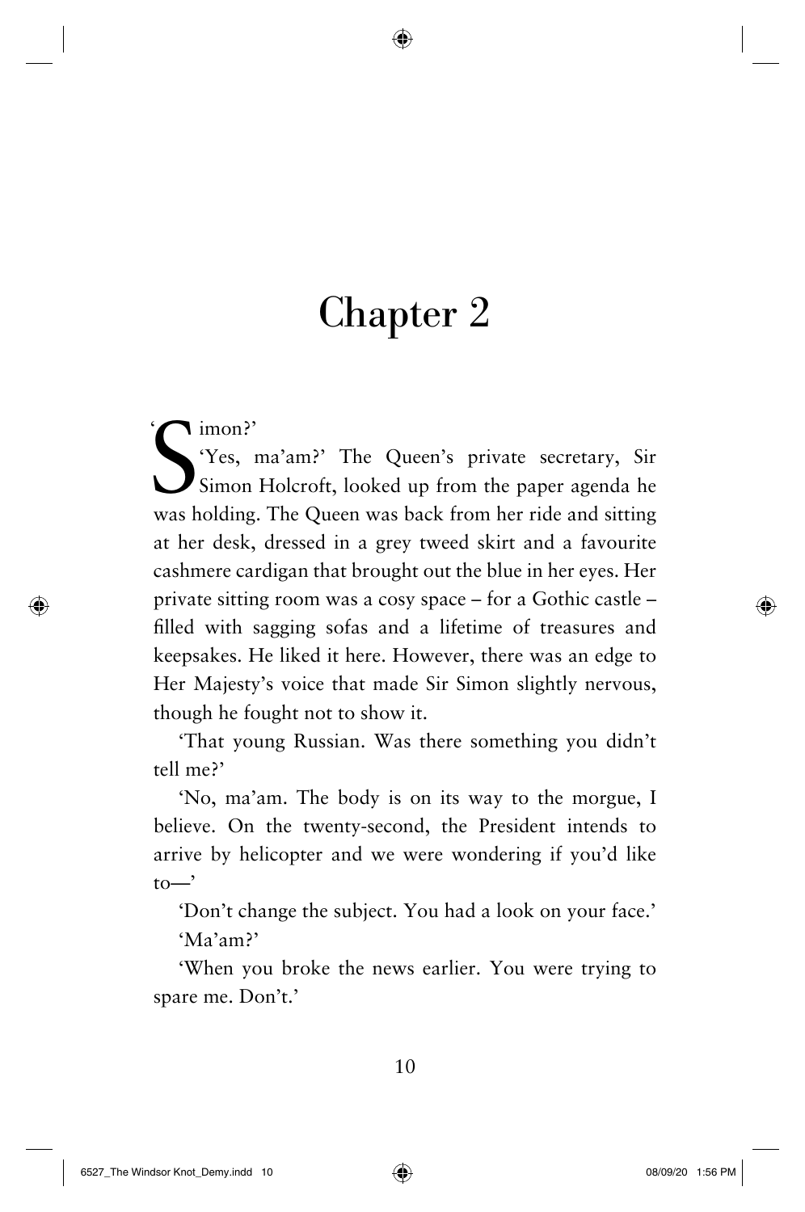# Chapter 2

'Simon?'

'Yes, ma'am?' The Queen's private secretary, Sir Simon Holcroft, looked up from the paper agenda he was holding. The Queen was back from her ride and sitting at her desk, dressed in a grey tweed skirt and a favourite cashmere cardigan that brought out the blue in her eyes. Her private sitting room was a cosy space – for a Gothic castle – filled with sagging sofas and a lifetime of treasures and keepsakes. He liked it here. However, there was an edge to Her Majesty's voice that made Sir Simon slightly nervous, though he fought not to show it.

'That young Russian. Was there something you didn't tell me?'

'No, ma'am. The body is on its way to the morgue, I believe. On the twenty-second, the President intends to arrive by helicopter and we were wondering if you'd like to—'

'Don't change the subject. You had a look on your face.'

'Ma'am?'

'When you broke the news earlier. You were trying to spare me. Don't.'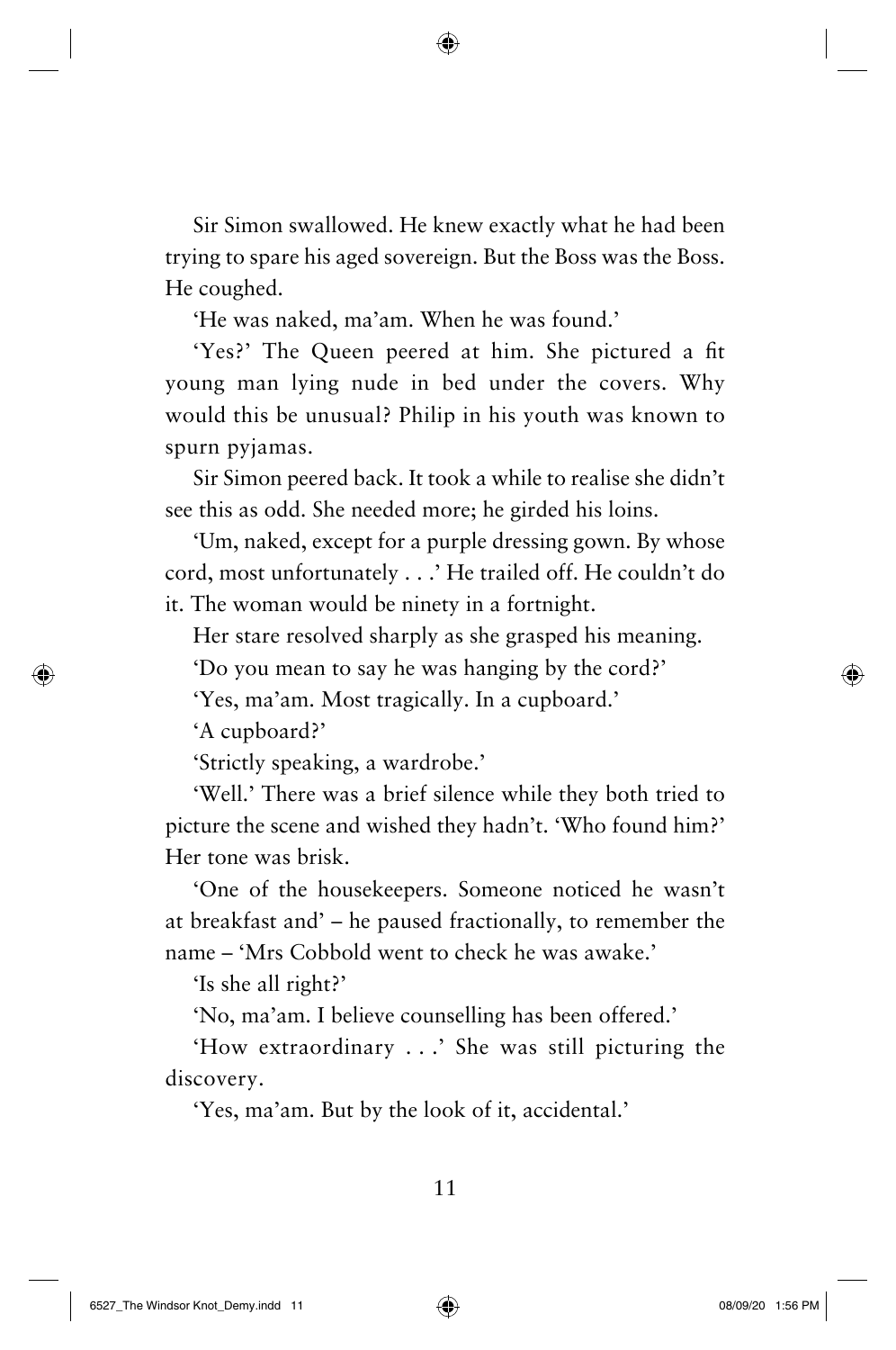Sir Simon swallowed. He knew exactly what he had been trying to spare his aged sovereign. But the Boss was the Boss. He coughed.

'He was naked, ma'am. When he was found.'

'Yes?' The Queen peered at him. She pictured a fit young man lying nude in bed under the covers. Why would this be unusual? Philip in his youth was known to spurn pyjamas.

Sir Simon peered back. It took a while to realise she didn't see this as odd. She needed more; he girded his loins.

'Um, naked, except for a purple dressing gown. By whose cord, most unfortunately . . .' He trailed off. He couldn't do it. The woman would be ninety in a fortnight.

Her stare resolved sharply as she grasped his meaning.

'Do you mean to say he was hanging by the cord?'

'Yes, ma'am. Most tragically. In a cupboard.'

'A cupboard?'

'Strictly speaking, a wardrobe.'

'Well.' There was a brief silence while they both tried to picture the scene and wished they hadn't. 'Who found him?' Her tone was brisk.

'One of the housekeepers. Someone noticed he wasn't at breakfast and' – he paused fractionally, to remember the name – 'Mrs Cobbold went to check he was awake.'

'Is she all right?'

'No, ma'am. I believe counselling has been offered.'

'How extraordinary . . .' She was still picturing the discovery.

'Yes, ma'am. But by the look of it, accidental.'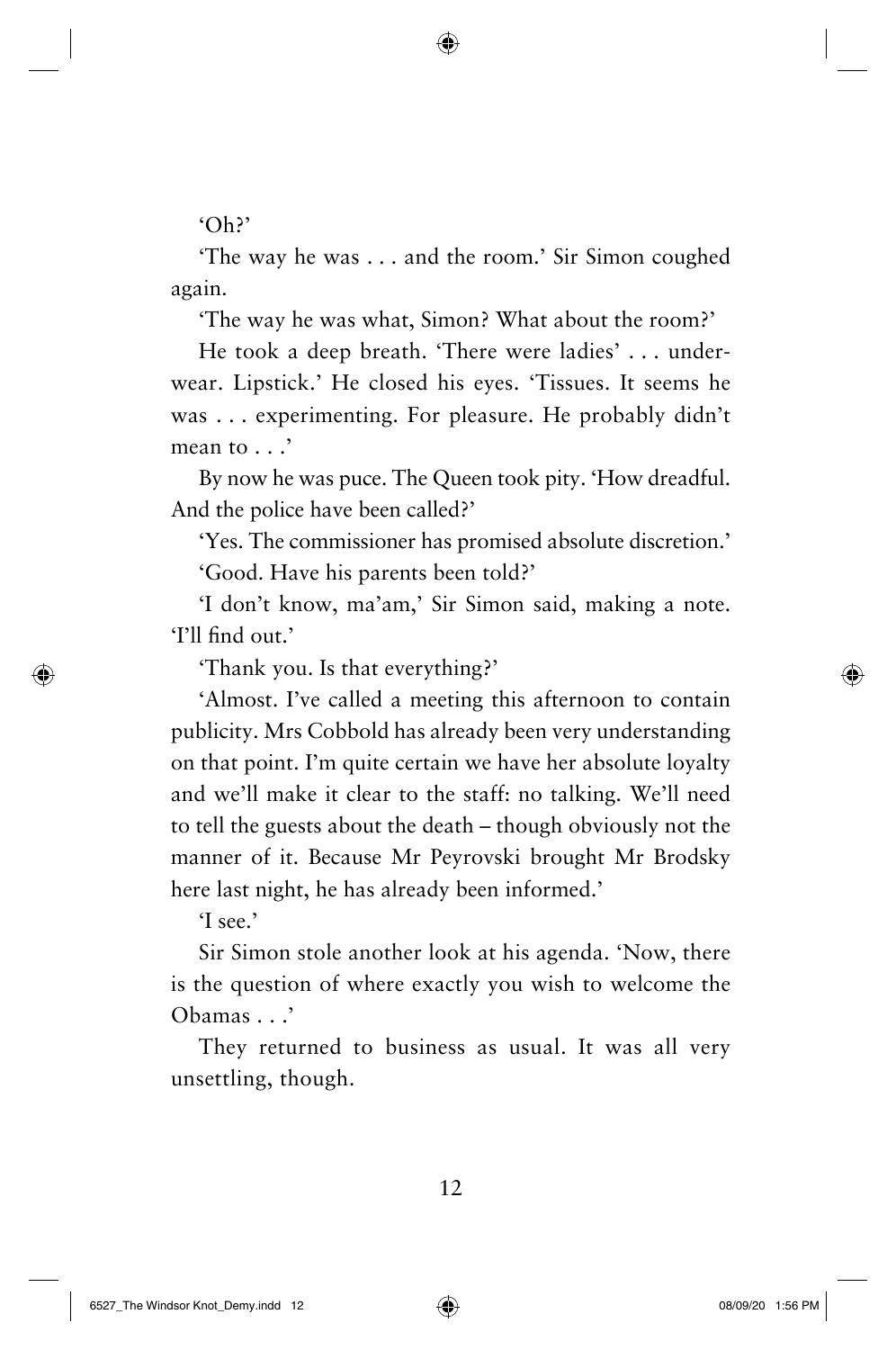'Oh?'

'The way he was . . . and the room.' Sir Simon coughed again.

'The way he was what, Simon? What about the room?'

He took a deep breath. 'There were ladies' . . . underwear. Lipstick.' He closed his eyes. 'Tissues. It seems he was . . . experimenting. For pleasure. He probably didn't mean to . . .'

By now he was puce. The Queen took pity. 'How dreadful. And the police have been called?'

'Yes. The commissioner has promised absolute discretion.'

'Good. Have his parents been told?'

'I don't know, ma'am,' Sir Simon said, making a note. 'I'll find out.'

'Thank you. Is that everything?'

'Almost. I've called a meeting this afternoon to contain publicity. Mrs Cobbold has already been very understanding on that point. I'm quite certain we have her absolute loyalty and we'll make it clear to the staff: no talking. We'll need to tell the guests about the death – though obviously not the manner of it. Because Mr Peyrovski brought Mr Brodsky here last night, he has already been informed.'

'I see.'

Sir Simon stole another look at his agenda. 'Now, there is the question of where exactly you wish to welcome the Obamas . . .'

They returned to business as usual. It was all very unsettling, though.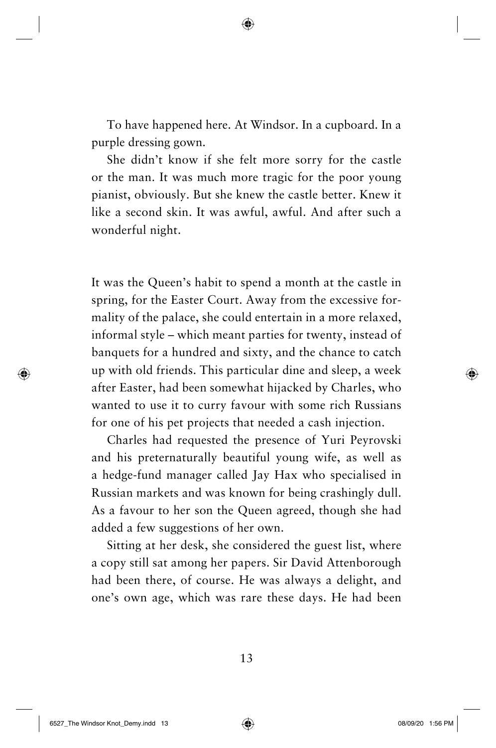To have happened here. At Windsor. In a cupboard. In a purple dressing gown.

She didn't know if she felt more sorry for the castle or the man. It was much more tragic for the poor young pianist, obviously. But she knew the castle better. Knew it like a second skin. It was awful, awful. And after such a wonderful night.

It was the Queen's habit to spend a month at the castle in spring, for the Easter Court. Away from the excessive formality of the palace, she could entertain in a more relaxed, informal style – which meant parties for twenty, instead of banquets for a hundred and sixty, and the chance to catch up with old friends. This particular dine and sleep, a week after Easter, had been somewhat hijacked by Charles, who wanted to use it to curry favour with some rich Russians for one of his pet projects that needed a cash injection.

Charles had requested the presence of Yuri Peyrovski and his preternaturally beautiful young wife, as well as a hedge-fund manager called Jay Hax who specialised in Russian markets and was known for being crashingly dull. As a favour to her son the Queen agreed, though she had added a few suggestions of her own.

Sitting at her desk, she considered the guest list, where a copy still sat among her papers. Sir David Attenborough had been there, of course. He was always a delight, and one's own age, which was rare these days. He had been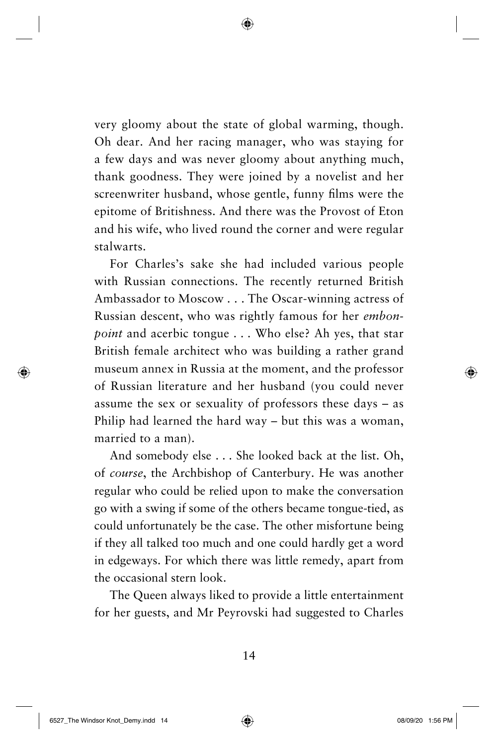very gloomy about the state of global warming, though. Oh dear. And her racing manager, who was staying for a few days and was never gloomy about anything much, thank goodness. They were joined by a novelist and her screenwriter husband, whose gentle, funny films were the epitome of Britishness. And there was the Provost of Eton and his wife, who lived round the corner and were regular stalwarts.

For Charles's sake she had included various people with Russian connections. The recently returned British Ambassador to Moscow . . . The Oscar-winning actress of Russian descent, who was rightly famous for her *embonpoint* and acerbic tongue . . . Who else? Ah yes, that star British female architect who was building a rather grand museum annex in Russia at the moment, and the professor of Russian literature and her husband (you could never assume the sex or sexuality of professors these days – as Philip had learned the hard way – but this was a woman, married to a man).

And somebody else . . . She looked back at the list. Oh, of *course*, the Archbishop of Canterbury. He was another regular who could be relied upon to make the conversation go with a swing if some of the others became tongue-tied, as could unfortunately be the case. The other misfortune being if they all talked too much and one could hardly get a word in edgeways. For which there was little remedy, apart from the occasional stern look.

The Queen always liked to provide a little entertainment for her guests, and Mr Peyrovski had suggested to Charles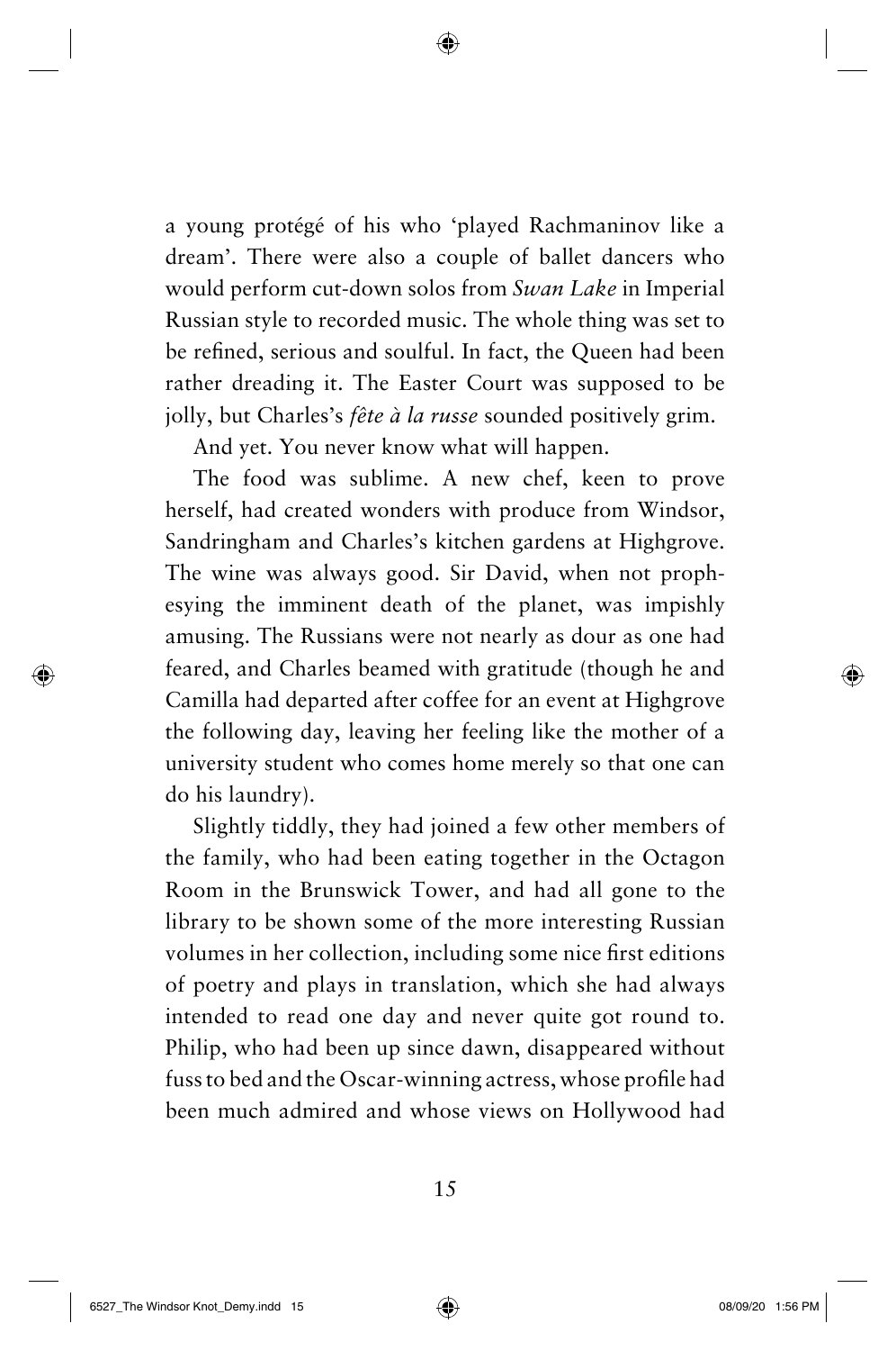a young protégé of his who 'played Rachmaninov like a dream'. There were also a couple of ballet dancers who would perform cut-down solos from *Swan Lake* in Imperial Russian style to recorded music. The whole thing was set to be refined, serious and soulful. In fact, the Queen had been rather dreading it. The Easter Court was supposed to be jolly, but Charles's *fête à la russe* sounded positively grim.

And yet. You never know what will happen.

The food was sublime. A new chef, keen to prove herself, had created wonders with produce from Windsor, Sandringham and Charles's kitchen gardens at Highgrove. The wine was always good. Sir David, when not prophesying the imminent death of the planet, was impishly amusing. The Russians were not nearly as dour as one had feared, and Charles beamed with gratitude (though he and Camilla had departed after coffee for an event at Highgrove the following day, leaving her feeling like the mother of a university student who comes home merely so that one can do his laundry).

Slightly tiddly, they had joined a few other members of the family, who had been eating together in the Octagon Room in the Brunswick Tower, and had all gone to the library to be shown some of the more interesting Russian volumes in her collection, including some nice first editions of poetry and plays in translation, which she had always intended to read one day and never quite got round to. Philip, who had been up since dawn, disappeared without fuss to bed and the Oscar-winning actress, whose profile had been much admired and whose views on Hollywood had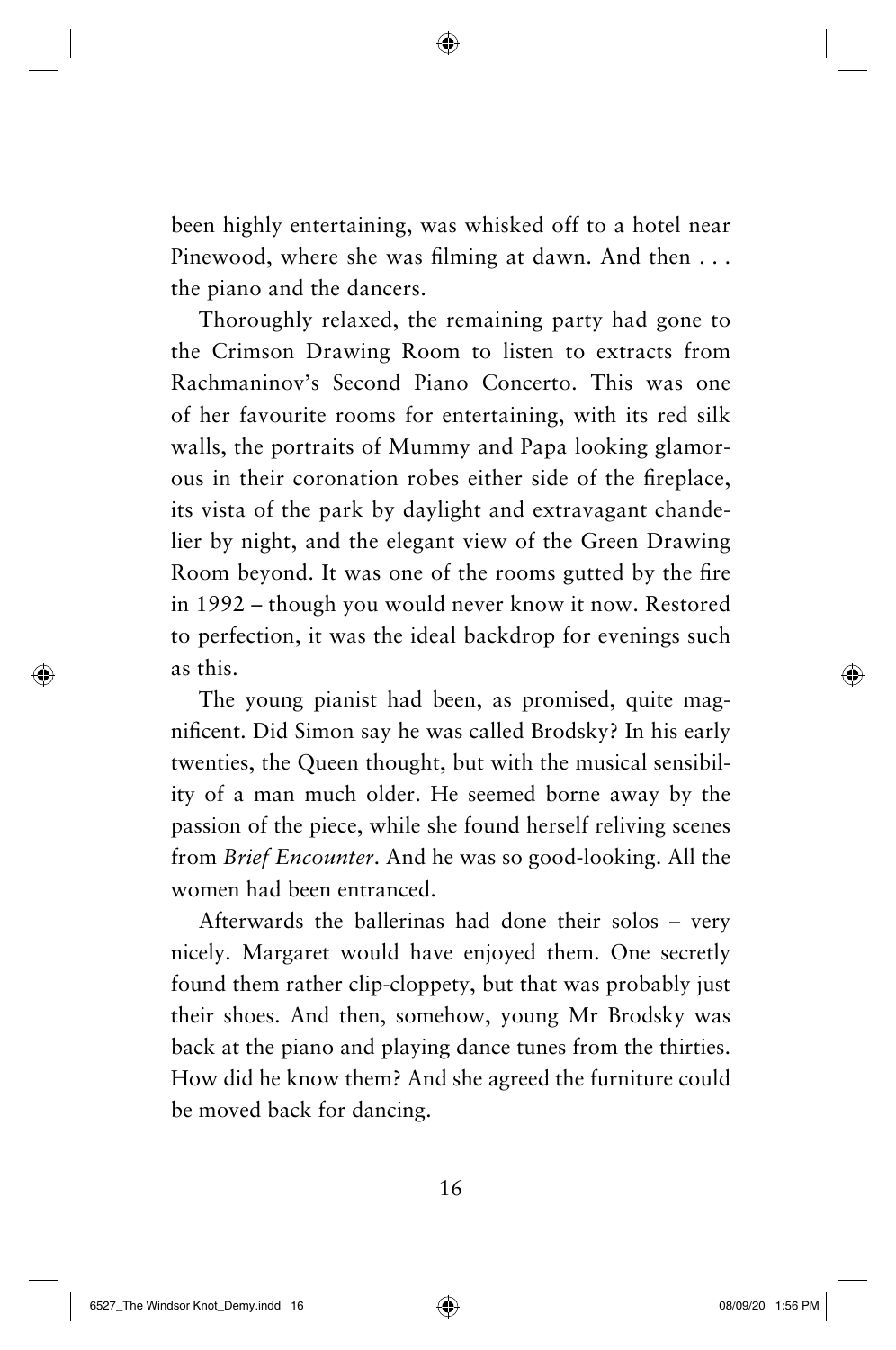been highly entertaining, was whisked off to a hotel near Pinewood, where she was filming at dawn. And then . . . the piano and the dancers.

Thoroughly relaxed, the remaining party had gone to the Crimson Drawing Room to listen to extracts from Rachmaninov's Second Piano Concerto. This was one of her favourite rooms for entertaining, with its red silk walls, the portraits of Mummy and Papa looking glamorous in their coronation robes either side of the fireplace, its vista of the park by daylight and extravagant chandelier by night, and the elegant view of the Green Drawing Room beyond. It was one of the rooms gutted by the fire in 1992 – though you would never know it now. Restored to perfection, it was the ideal backdrop for evenings such as this.

The young pianist had been, as promised, quite magnificent. Did Simon say he was called Brodsky? In his early twenties, the Queen thought, but with the musical sensibility of a man much older. He seemed borne away by the passion of the piece, while she found herself reliving scenes from *Brief Encounter*. And he was so good-looking. All the women had been entranced.

Afterwards the ballerinas had done their solos – very nicely. Margaret would have enjoyed them. One secretly found them rather clip-cloppety, but that was probably just their shoes. And then, somehow, young Mr Brodsky was back at the piano and playing dance tunes from the thirties. How did he know them? And she agreed the furniture could be moved back for dancing.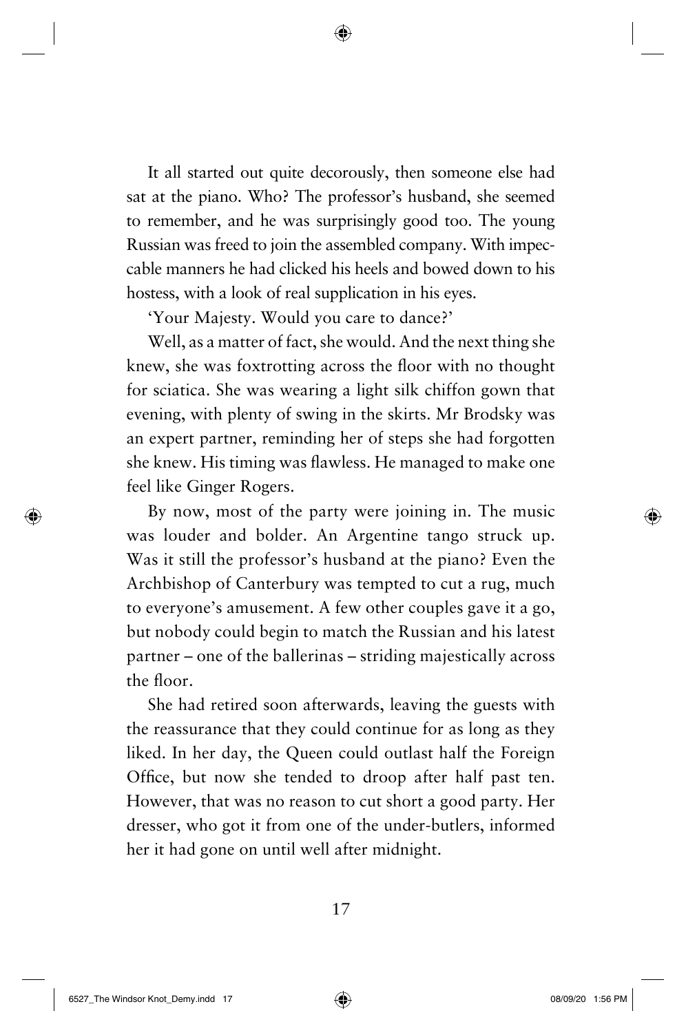It all started out quite decorously, then someone else had sat at the piano. Who? The professor's husband, she seemed to remember, and he was surprisingly good too. The young Russian was freed to join the assembled company. With impeccable manners he had clicked his heels and bowed down to his hostess, with a look of real supplication in his eyes.

'Your Majesty. Would you care to dance?'

Well, as a matter of fact, she would. And the next thing she knew, she was foxtrotting across the floor with no thought for sciatica. She was wearing a light silk chiffon gown that evening, with plenty of swing in the skirts. Mr Brodsky was an expert partner, reminding her of steps she had forgotten she knew. His timing was flawless. He managed to make one feel like Ginger Rogers.

By now, most of the party were joining in. The music was louder and bolder. An Argentine tango struck up. Was it still the professor's husband at the piano? Even the Archbishop of Canterbury was tempted to cut a rug, much to everyone's amusement. A few other couples gave it a go, but nobody could begin to match the Russian and his latest partner – one of the ballerinas – striding majestically across the floor.

She had retired soon afterwards, leaving the guests with the reassurance that they could continue for as long as they liked. In her day, the Queen could outlast half the Foreign Office, but now she tended to droop after half past ten. However, that was no reason to cut short a good party. Her dresser, who got it from one of the under-butlers, informed her it had gone on until well after midnight.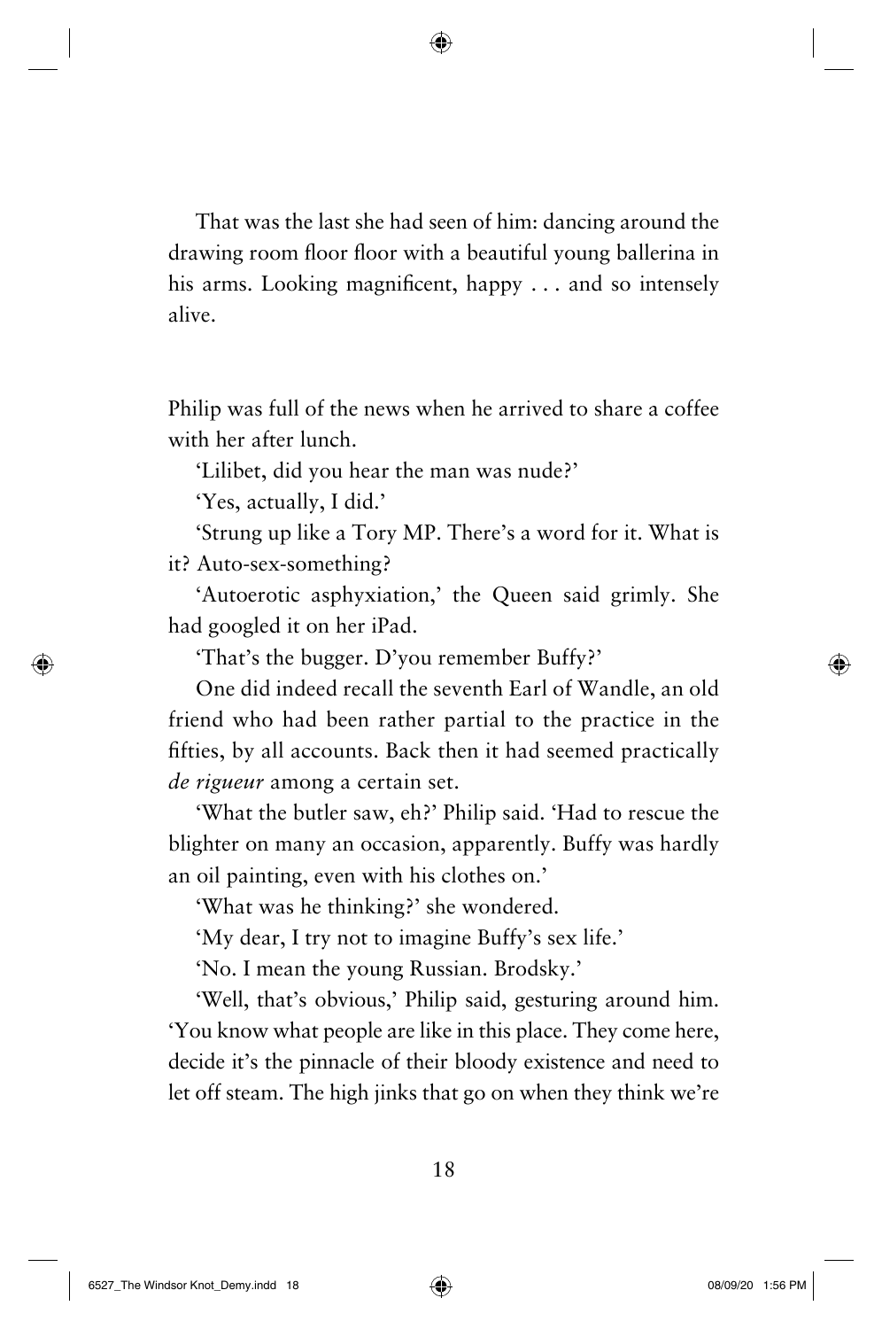That was the last she had seen of him: dancing around the drawing room floor floor with a beautiful young ballerina in his arms. Looking magnificent, happy . . . and so intensely alive.

Philip was full of the news when he arrived to share a coffee with her after lunch.

'Lilibet, did you hear the man was nude?'

'Yes, actually, I did.'

'Strung up like a Tory MP. There's a word for it. What is it? Auto-sex-something?

'Autoerotic asphyxiation,' the Queen said grimly. She had googled it on her iPad.

'That's the bugger. D'you remember Buffy?'

One did indeed recall the seventh Earl of Wandle, an old friend who had been rather partial to the practice in the fifties, by all accounts. Back then it had seemed practically *de rigueur* among a certain set.

'What the butler saw, eh?' Philip said. 'Had to rescue the blighter on many an occasion, apparently. Buffy was hardly an oil painting, even with his clothes on.'

'What was he thinking?' she wondered.

'My dear, I try not to imagine Buffy's sex life.'

'No. I mean the young Russian. Brodsky.'

'Well, that's obvious,' Philip said, gesturing around him. 'You know what people are like in this place. They come here, decide it's the pinnacle of their bloody existence and need to let off steam. The high jinks that go on when they think we're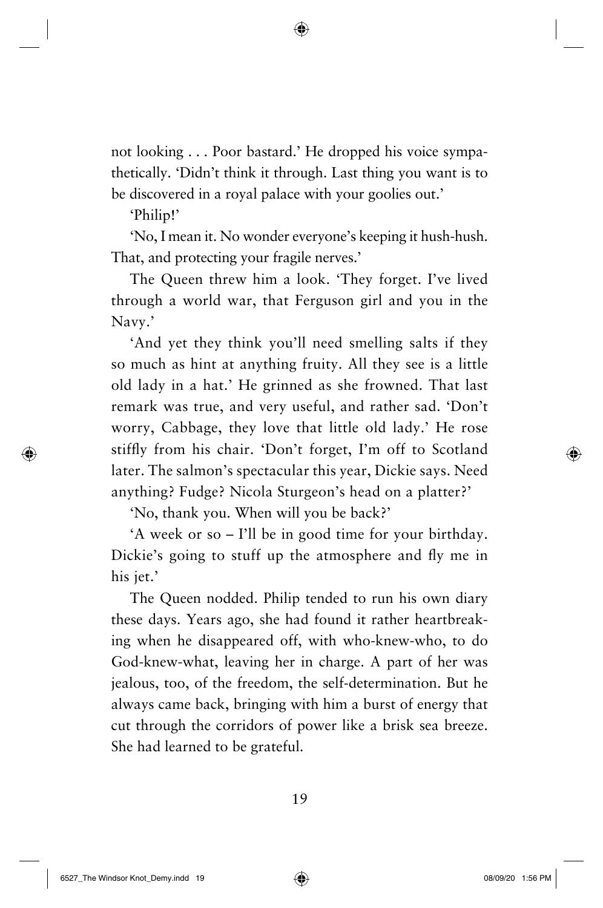not looking . . . Poor bastard.' He dropped his voice sympathetically. 'Didn't think it through. Last thing you want is to be discovered in a royal palace with your goolies out.'

'Philip!'

'No, I mean it. No wonder everyone's keeping it hush-hush. That, and protecting your fragile nerves.'

The Queen threw him a look. 'They forget. I've lived through a world war, that Ferguson girl and you in the Navy.'

'And yet they think you'll need smelling salts if they so much as hint at anything fruity. All they see is a little old lady in a hat.' He grinned as she frowned. That last remark was true, and very useful, and rather sad. 'Don't worry, Cabbage, they love that little old lady.' He rose stiffly from his chair. 'Don't forget, I'm off to Scotland later. The salmon's spectacular this year, Dickie says. Need anything? Fudge? Nicola Sturgeon's head on a platter?'

'No, thank you. When will you be back?'

'A week or so – I'll be in good time for your birthday. Dickie's going to stuff up the atmosphere and fly me in his jet.'

The Queen nodded. Philip tended to run his own diary these days. Years ago, she had found it rather heartbreaking when he disappeared off, with who-knew-who, to do God-knew-what, leaving her in charge. A part of her was jealous, too, of the freedom, the self-determination. But he always came back, bringing with him a burst of energy that cut through the corridors of power like a brisk sea breeze. She had learned to be grateful.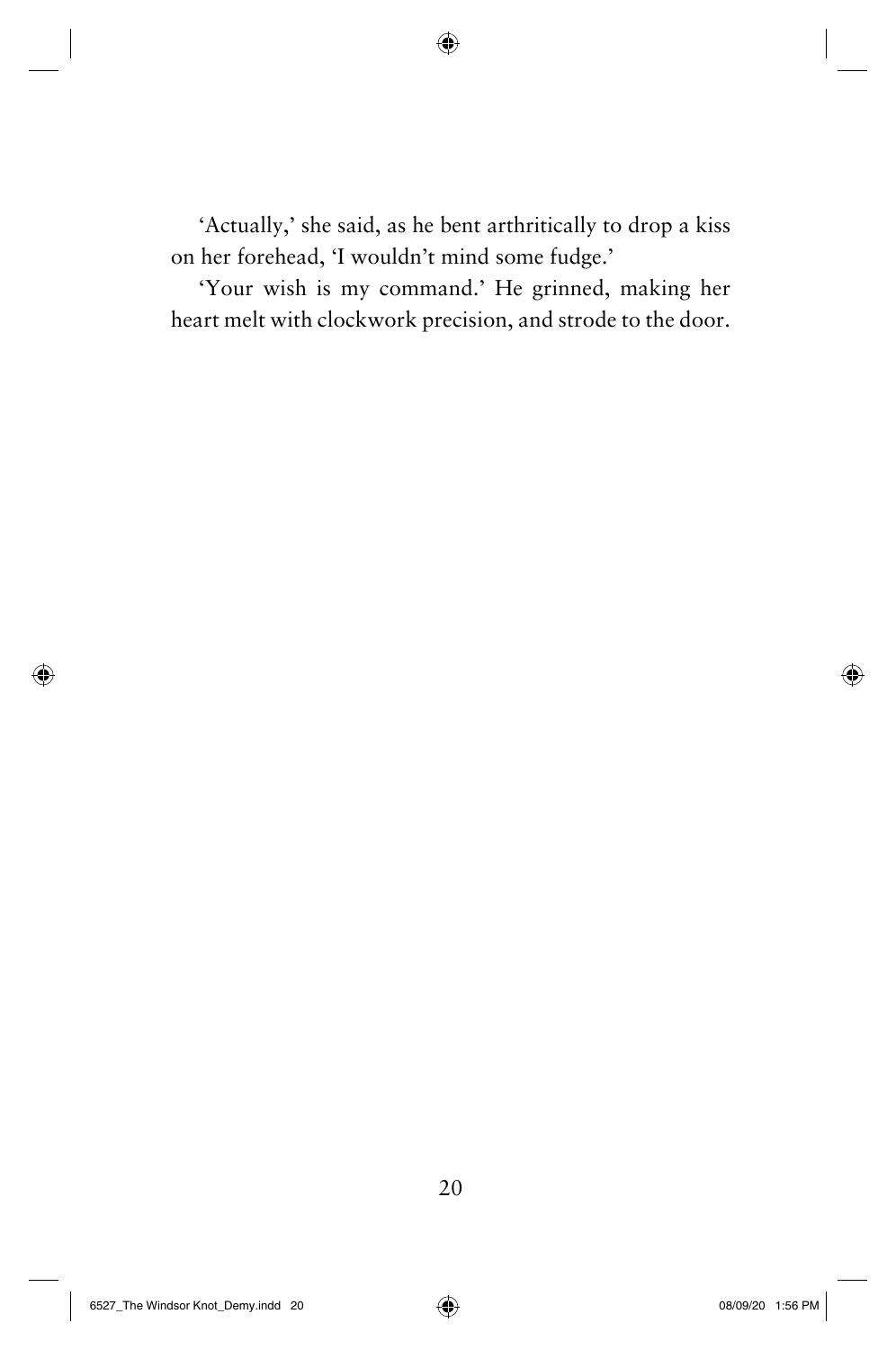'Actually,' she said, as he bent arthritically to drop a kiss on her forehead, 'I wouldn't mind some fudge.'

'Your wish is my command.' He grinned, making her heart melt with clockwork precision, and strode to the door.